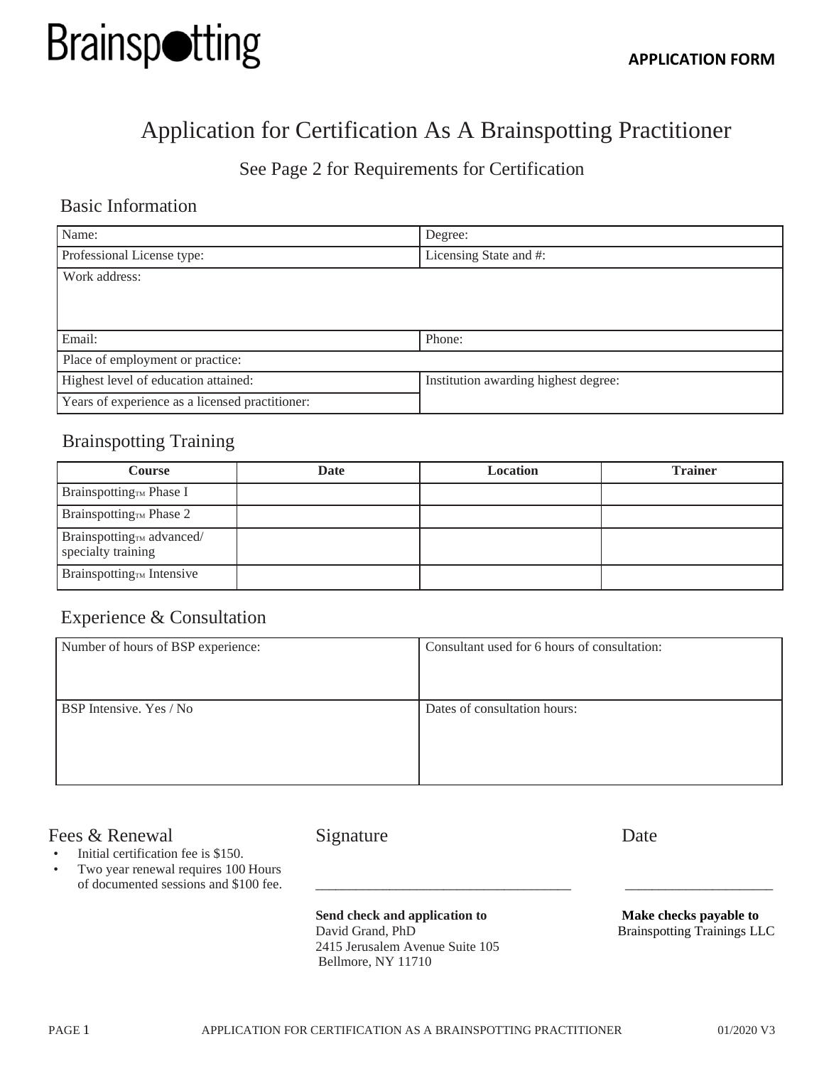# Brainspotting

**APPLICATION FORM**

# Application for Certification As A Brainspotting Practitioner

See Page 2 for Requirements for Certification

## Basic Information

| Name: | Degree: |
|---|---|
| Professional License type: | Licensing State and #: |
| Work address: | |
| Email: | Phone: |
| Place of employment or practice: | |
| Highest level of education attained: | Institution awarding highest degree: |
| Years of experience as a licensed practitioner: | |

## Brainspotting Training

| Course | Date | Location | Trainer |
|---|---|---|---|
| Brainspotting™ Phase I | | | |
| Brainspotting™ Phase 2 | | | |
| Brainspotting™ advanced/ specialty training | | | |
| Brainspotting™ Intensive | | | |

## Experience & Consultation

| Number of hours of BSP experience: | Consultant used for 6 hours of consultation: |
|---|---|
| BSP Intensive. Yes / No | Dates of consultation hours: |

## Fees & Renewal

- Initial certification fee is $150.
- Two year renewal requires 100 Hours of documented sessions and $100 fee.

Signature ____________________________________ Date ____________________

**Send check and application to**
David Grand, PhD
2415 Jerusalem Avenue Suite 105
Bellmore, NY 11710

**Make checks payable to**
Brainspotting Trainings LLC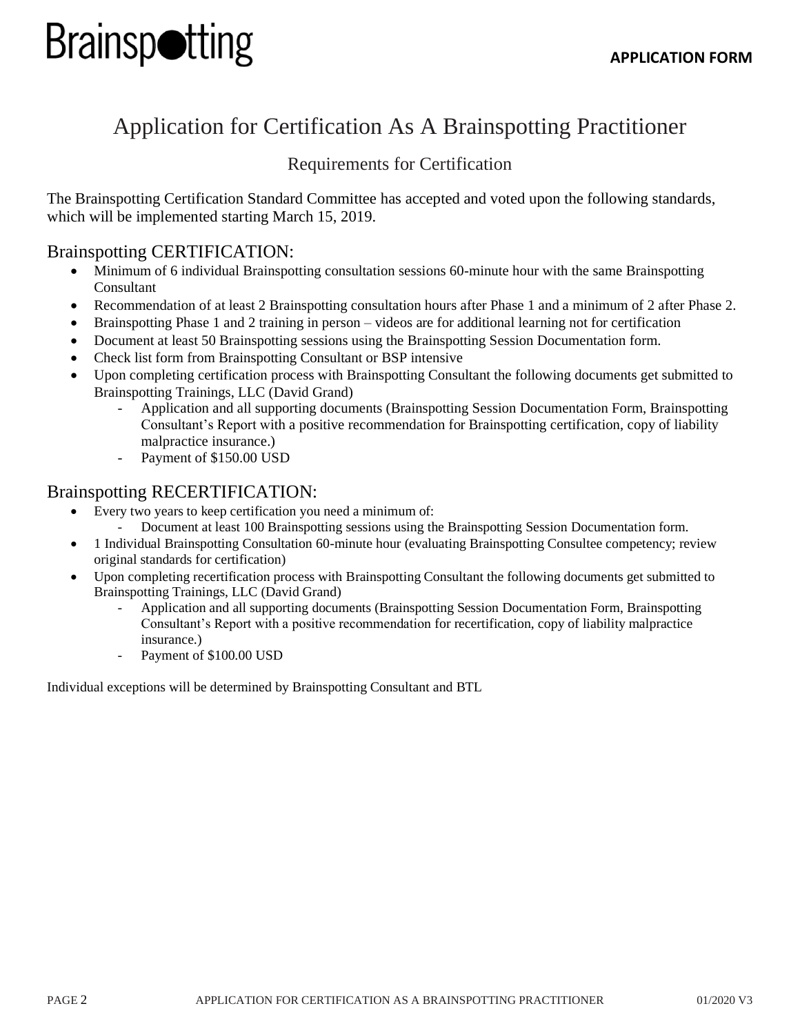# Application for Certification As A Brainspotting Practitioner

## Requirements for Certification

The Brainspotting Certification Standard Committee has accepted and voted upon the following standards, which will be implemented starting March 15, 2019.

### Brainspotting CERTIFICATION:

- Minimum of 6 individual Brainspotting consultation sessions 60-minute hour with the same Brainspotting Consultant
- Recommendation of at least 2 Brainspotting consultation hours after Phase 1 and a minimum of 2 after Phase 2.
- Brainspotting Phase 1 and 2 training in person – videos are for additional learning not for certification
- Document at least 50 Brainspotting sessions using the Brainspotting Session Documentation form.
- Check list form from Brainspotting Consultant or BSP intensive
- Upon completing certification process with Brainspotting Consultant the following documents get submitted to Brainspotting Trainings, LLC (David Grand)
    - Application and all supporting documents (Brainspotting Session Documentation Form, Brainspotting Consultant's Report with a positive recommendation for Brainspotting certification, copy of liability malpractice insurance.)
    - Payment of $150.00 USD

### Brainspotting RECERTIFICATION:

- Every two years to keep certification you need a minimum of:
    - Document at least 100 Brainspotting sessions using the Brainspotting Session Documentation form.
- 1 Individual Brainspotting Consultation 60-minute hour (evaluating Brainspotting Consultee competency; review original standards for certification)
- Upon completing recertification process with Brainspotting Consultant the following documents get submitted to Brainspotting Trainings, LLC (David Grand)
    - Application and all supporting documents (Brainspotting Session Documentation Form, Brainspotting Consultant's Report with a positive recommendation for recertification, copy of liability malpractice insurance.)
    - Payment of $100.00 USD

Individual exceptions will be determined by Brainspotting Consultant and BTL